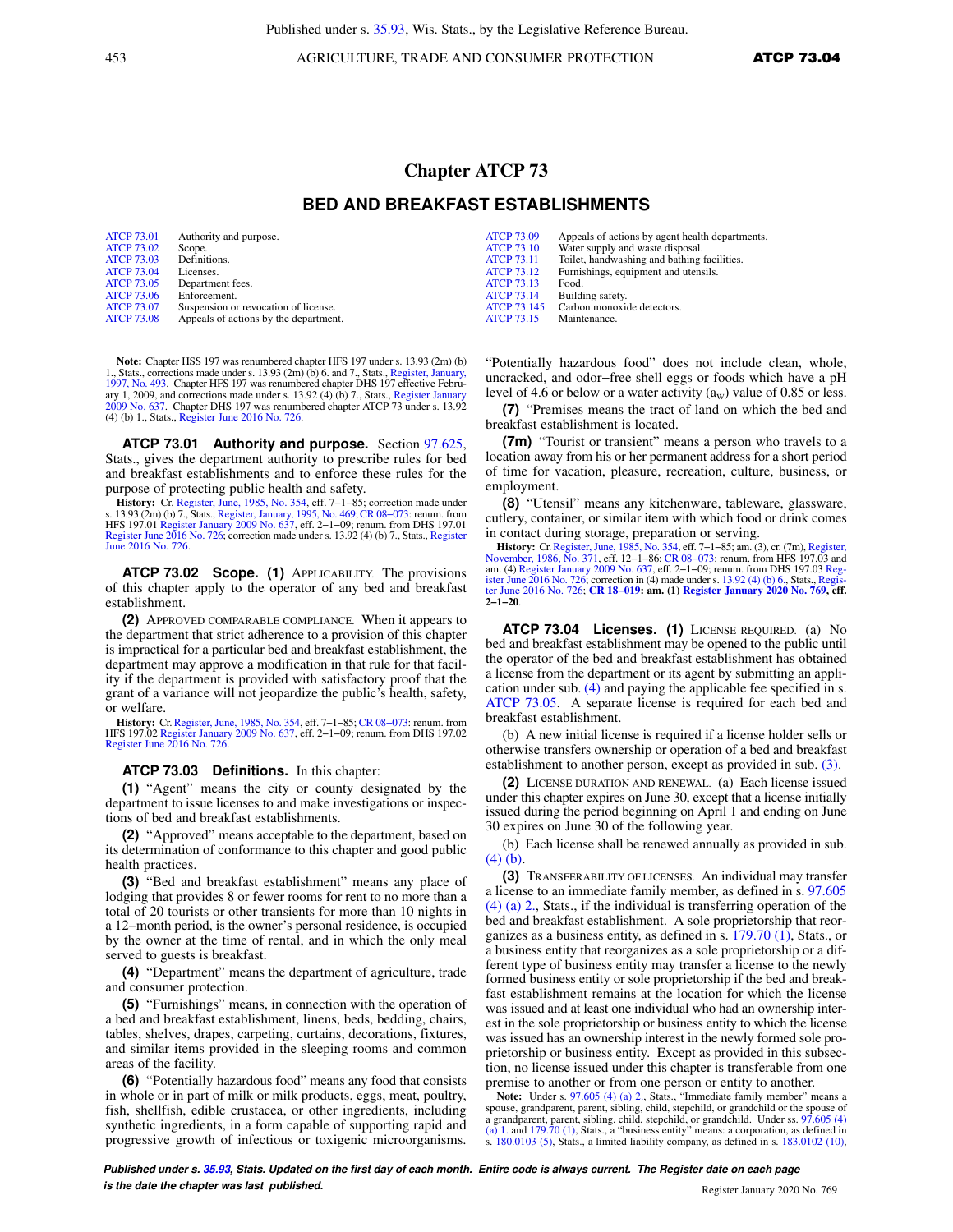# Chapter ATCP 73

## BED AND BREAKFAST ESTABLISHMENTS

| | | | |
|---|---|---|---|
| ATCP 73.01 | Authority and purpose. | ATCP 73.09 | Appeals of actions by agent health departments. |
| ATCP 73.02 | Scope. | ATCP 73.10 | Water supply and waste disposal. |
| ATCP 73.03 | Definitions. | ATCP 73.11 | Toilet, handwashing and bathing facilities. |
| ATCP 73.04 | Licenses. | ATCP 73.12 | Furnishings, equipment and utensils. |
| ATCP 73.05 | Department fees. | ATCP 73.13 | Food. |
| ATCP 73.06 | Enforcement. | ATCP 73.14 | Building safety. |
| ATCP 73.07 | Suspension or revocation of license. | ATCP 73.145 | Carbon monoxide detectors. |
| ATCP 73.08 | Appeals of actions by the department. | ATCP 73.15 | Maintenance. |

**Note:** Chapter HSS 197 was renumbered chapter HFS 197 under s. 13.93 (2m) (b) 1., Stats., corrections made under s. 13.93 (2m) (b) 6. and 7., Stats., Register, January, 1997, No. 493. Chapter HFS 197 was renumbered chapter DHS 197 effective February 1, 2009, and corrections made under s. 13.92 (4) (b) 7., Stats., Register January 2009 No. 637. Chapter DHS 197 was renumbered chapter ATCP 73 under s. 13.92 (4) (b) 1., Stats., Register June 2016 No. 726.

**ATCP 73.01 Authority and purpose.** Section 97.625, Stats., gives the department authority to prescribe rules for bed and breakfast establishments and to enforce these rules for the purpose of protecting public health and safety.

**History:** Cr. Register, June, 1985, No. 354, eff. 7–1–85; correction made under s. 13.93 (2m) (b) 7., Stats., Register, January, 1995, No. 469; CR 08–073: renum. from HFS 197.01 Register January 2009 No. 637, eff. 2–1–09; renum. from DHS 197.01 Register June 2016 No. 726; correction made under s. 13.92 (4) (b) 7., Stats., Register June 2016 No. 726.

**ATCP 73.02 Scope. (1)** APPLICABILITY. The provisions of this chapter apply to the operator of any bed and breakfast establishment.

**(2)** APPROVED COMPARABLE COMPLIANCE. When it appears to the department that strict adherence to a provision of this chapter is impractical for a particular bed and breakfast establishment, the department may approve a modification in that rule for that facility if the department is provided with satisfactory proof that the grant of a variance will not jeopardize the public's health, safety, or welfare.

**History:** Cr. Register, June, 1985, No. 354, eff. 7–1–85; CR 08–073: renum. from HFS 197.02 Register January 2009 No. 637, eff. 2–1–09; renum. from DHS 197.02 Register June 2016 No. 726.

**ATCP 73.03 Definitions.** In this chapter:

**(1)** "Agent" means the city or county designated by the department to issue licenses to and make investigations or inspections of bed and breakfast establishments.

**(2)** "Approved" means acceptable to the department, based on its determination of conformance to this chapter and good public health practices.

**(3)** "Bed and breakfast establishment" means any place of lodging that provides 8 or fewer rooms for rent to no more than a total of 20 tourists or other transients for more than 10 nights in a 12–month period, is the owner's personal residence, is occupied by the owner at the time of rental, and in which the only meal served to guests is breakfast.

**(4)** "Department" means the department of agriculture, trade and consumer protection.

**(5)** "Furnishings" means, in connection with the operation of a bed and breakfast establishment, linens, beds, bedding, chairs, tables, shelves, drapes, carpeting, curtains, decorations, fixtures, and similar items provided in the sleeping rooms and common areas of the facility.

**(6)** "Potentially hazardous food" means any food that consists in whole or in part of milk or milk products, eggs, meat, poultry, fish, shellfish, edible crustacea, or other ingredients, including synthetic ingredients, in a form capable of supporting rapid and progressive growth of infectious or toxigenic microorganisms. "Potentially hazardous food" does not include clean, whole, uncracked, and odor–free shell eggs or foods which have a pH level of 4.6 or below or a water activity ($a_w$) value of 0.85 or less.

**(7)** "Premises means the tract of land on which the bed and breakfast establishment is located.

**(7m)** "Tourist or transient" means a person who travels to a location away from his or her permanent address for a short period of time for vacation, pleasure, recreation, culture, business, or employment.

**(8)** "Utensil" means any kitchenware, tableware, glassware, cutlery, container, or similar item with which food or drink comes in contact during storage, preparation or serving.

**History:** Cr. Register, June, 1985, No. 354, eff. 7–1–85; am. (3), cr. (7m), Register, November, 1986, No. 371, eff. 12–1–86; CR 08–073: renum. from HFS 197.03 and am. (4) Register January 2009 No. 637, eff. 2–1–09; renum. from DHS 197.03 Register June 2016 No. 726; correction in (4) made under s. 13.92 (4) (b) 6., Stats., Register June 2016 No. 726; **CR 18–019: am. (1) Register January 2020 No. 769, eff. 2–1–20**.

**ATCP 73.04 Licenses. (1)** LICENSE REQUIRED. (a) No bed and breakfast establishment may be opened to the public until the operator of the bed and breakfast establishment has obtained a license from the department or its agent by submitting an application under sub. (4) and paying the applicable fee specified in s. ATCP 73.05. A separate license is required for each bed and breakfast establishment.

(b) A new initial license is required if a license holder sells or otherwise transfers ownership or operation of a bed and breakfast establishment to another person, except as provided in sub. (3).

**(2)** LICENSE DURATION AND RENEWAL. (a) Each license issued under this chapter expires on June 30, except that a license initially issued during the period beginning on April 1 and ending on June 30 expires on June 30 of the following year.

(b) Each license shall be renewed annually as provided in sub. (4) (b).

**(3)** TRANSFERABILITY OF LICENSES. An individual may transfer a license to an immediate family member, as defined in s. 97.605 (4) (a) 2., Stats., if the individual is transferring operation of the bed and breakfast establishment. A sole proprietorship that reorganizes as a business entity, as defined in s. 179.70 (1), Stats., or a business entity that reorganizes as a sole proprietorship or a different type of business entity may transfer a license to the newly formed business entity or sole proprietorship if the bed and breakfast establishment remains at the location for which the license was issued and at least one individual who had an ownership interest in the sole proprietorship or business entity to which the license was issued has an ownership interest in the newly formed sole proprietorship or business entity. Except as provided in this subsection, no license issued under this chapter is transferable from one premise to another or from one person or entity to another.

**Note:** Under s. 97.605 (4) (a) 2., Stats., "Immediate family member" means a spouse, grandparent, parent, sibling, child, stepchild, or grandchild or the spouse of a grandparent, parent, sibling, child, stepchild, or grandchild. Under ss. 97.605 (4) (a) 1. and 179.70 (1), Stats., a "business entity" means: a corporation, as defined in s. 180.0103 (5), Stats., a limited liability company, as defined in s. 183.0102 (10),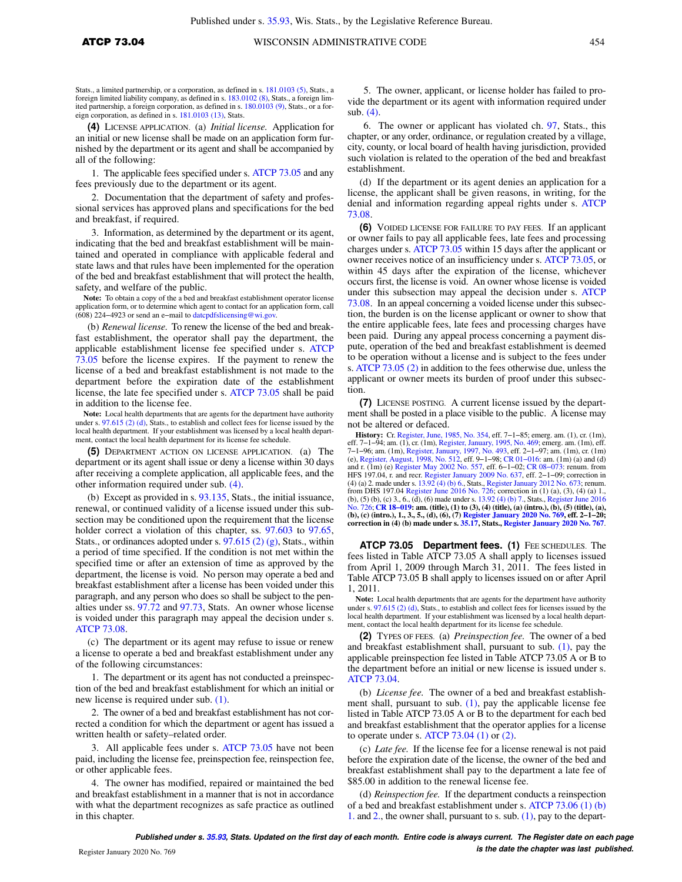Stats., a limited partnership, or a corporation, as defined in s. 181.0103 (5), Stats., a foreign limited liability company, as defined in s. 183.0102 (8), Stats., a foreign limited partnership, a foreign corporation, as defined in s. 180.0103 (9), Stats., or a foreign corporation, as defined in s. 181.0103 (13), Stats.

**(4)** LICENSE APPLICATION. (a) *Initial license.* Application for an initial or new license shall be made on an application form furnished by the department or its agent and shall be accompanied by all of the following:

1. The applicable fees specified under s. ATCP 73.05 and any fees previously due to the department or its agent.

2. Documentation that the department of safety and professional services has approved plans and specifications for the bed and breakfast, if required.

3. Information, as determined by the department or its agent, indicating that the bed and breakfast establishment will be maintained and operated in compliance with applicable federal and state laws and that rules have been implemented for the operation of the bed and breakfast establishment that will protect the health, safety, and welfare of the public.

**Note:** To obtain a copy of the a bed and breakfast establishment operator license application form, or to determine which agent to contact for an application form, call (608) 224−4923 or send an e−mail to datcpdfslicensing@wi.gov.

(b) *Renewal license.* To renew the license of the bed and breakfast establishment, the operator shall pay the department, the applicable establishment license fee specified under s. ATCP 73.05 before the license expires. If the payment to renew the license of a bed and breakfast establishment is not made to the department before the expiration date of the establishment license, the late fee specified under s. ATCP 73.05 shall be paid in addition to the license fee.

**Note:** Local health departments that are agents for the department have authority under s. 97.615 (2) (d), Stats., to establish and collect fees for license issued by the local health department. If your establishment was licensed by a local health department, contact the local health department for its license fee schedule.

**(5)** DEPARTMENT ACTION ON LICENSE APPLICATION. (a) The department or its agent shall issue or deny a license within 30 days after receiving a complete application, all applicable fees, and the other information required under sub. (4).

(b) Except as provided in s. 93.135, Stats., the initial issuance, renewal, or continued validity of a license issued under this subsection may be conditioned upon the requirement that the license holder correct a violation of this chapter, ss. 97.603 to 97.65, Stats., or ordinances adopted under s. 97.615 (2) (g), Stats., within a period of time specified. If the condition is not met within the specified time or after an extension of time as approved by the department, the license is void. No person may operate a bed and breakfast establishment after a license has been voided under this paragraph, and any person who does so shall be subject to the penalties under ss. 97.72 and 97.73, Stats. An owner whose license is voided under this paragraph may appeal the decision under s. ATCP 73.08.

(c) The department or its agent may refuse to issue or renew a license to operate a bed and breakfast establishment under any of the following circumstances:

1. The department or its agent has not conducted a preinspection of the bed and breakfast establishment for which an initial or new license is required under sub. (1).

2. The owner of a bed and breakfast establishment has not corrected a condition for which the department or agent has issued a written health or safety−related order.

3. All applicable fees under s. ATCP 73.05 have not been paid, including the license fee, preinspection fee, reinspection fee, or other applicable fees.

4. The owner has modified, repaired or maintained the bed and breakfast establishment in a manner that is not in accordance with what the department recognizes as safe practice as outlined in this chapter.

5. The owner, applicant, or license holder has failed to provide the department or its agent with information required under sub. (4).

6. The owner or applicant has violated ch. 97, Stats., this chapter, or any order, ordinance, or regulation created by a village, city, county, or local board of health having jurisdiction, provided such violation is related to the operation of the bed and breakfast establishment.

(d) If the department or its agent denies an application for a license, the applicant shall be given reasons, in writing, for the denial and information regarding appeal rights under s. ATCP 73.08.

**(6)** VOIDED LICENSE FOR FAILURE TO PAY FEES. If an applicant or owner fails to pay all applicable fees, late fees and processing charges under s. ATCP 73.05 within 15 days after the applicant or owner receives notice of an insufficiency under s. ATCP 73.05, or within 45 days after the expiration of the license, whichever occurs first, the license is void. An owner whose license is voided under this subsection may appeal the decision under s. ATCP 73.08. In an appeal concerning a voided license under this subsection, the burden is on the license applicant or owner to show that the entire applicable fees, late fees and processing charges have been paid. During any appeal process concerning a payment dispute, operation of the bed and breakfast establishment is deemed to be operation without a license and is subject to the fees under s. ATCP 73.05 (2) in addition to the fees otherwise due, unless the applicant or owner meets its burden of proof under this subsection.

**(7)** LICENSE POSTING. A current license issued by the department shall be posted in a place visible to the public. A license may not be altered or defaced.

**History:** Cr. Register, June, 1985, No. 354, eff. 7−1−85; emerg. am. (1), cr. (1m), eff. 7−1−94; am. (1), cr. (1m), Register, January, 1995, No. 469; emerg. am. (1m), eff. 7−1−96; am. (1m), Register, January, 1997, No. 493, eff. 2−1−97; am. (1m), cr. (1m) (e), Register, August, 1998, No. 512, eff. 9−1−98; CR 01−016: am. (1m) (a) and (d) and r. (1m) (e) Register May 2002 No. 557, eff. 6−1−02; CR 08−073: renum. from HFS 197.04, r. and recr. Register January 2009 No. 637, eff. 2−1−09; correction in (4) (a) 2. made under s. 13.92 (4) (b) 6., Stats., Register January 2012 No. 673; renum. from DHS 197.04 Register June 2016 No. 726; correction in (1) (a), (3), (4) (a) 1., (b), (5) (b), (c) 3., 6., (d), (6) made under s. 13.92 (4) (b) 7., Stats., Register June 2016 No. 726; **CR 18−019: am. (title), (1) to (3), (4) (title), (a) (intro.), (b), (5) (title), (a), (b), (c) (intro.), 1., 3., 5., (d), (6), (7) Register January 2020 No. 769, eff. 2−1−20; correction in (4) (b) made under s. 35.17, Stats., Register January 2020 No. 767.**

**ATCP 73.05 Department fees. (1)** FEE SCHEDULES. The fees listed in Table ATCP 73.05 A shall apply to licenses issued from April 1, 2009 through March 31, 2011. The fees listed in Table ATCP 73.05 B shall apply to licenses issued on or after April 1, 2011.

**Note:** Local health departments that are agents for the department have authority under s. 97.615 (2) (d), Stats., to establish and collect fees for licenses issued by the local health department. If your establishment was licensed by a local health department, contact the local health department for its license fee schedule.

**(2)** TYPES OF FEES. (a) *Preinspection fee.* The owner of a bed and breakfast establishment shall, pursuant to sub. (1), pay the applicable preinspection fee listed in Table ATCP 73.05 A or B to the department before an initial or new license is issued under s. ATCP 73.04.

(b) *License fee.* The owner of a bed and breakfast establishment shall, pursuant to sub. (1), pay the applicable license fee listed in Table ATCP 73.05 A or B to the department for each bed and breakfast establishment that the operator applies for a license to operate under s. ATCP 73.04 (1) or (2).

(c) *Late fee.* If the license fee for a license renewal is not paid before the expiration date of the license, the owner of the bed and breakfast establishment shall pay to the department a late fee of $85.00 in addition to the renewal license fee.

(d) *Reinspection fee.* If the department conducts a reinspection of a bed and breakfast establishment under s. ATCP 73.06 (1) (b) 1. and 2., the owner shall, pursuant to s. sub. (1), pay to the depart-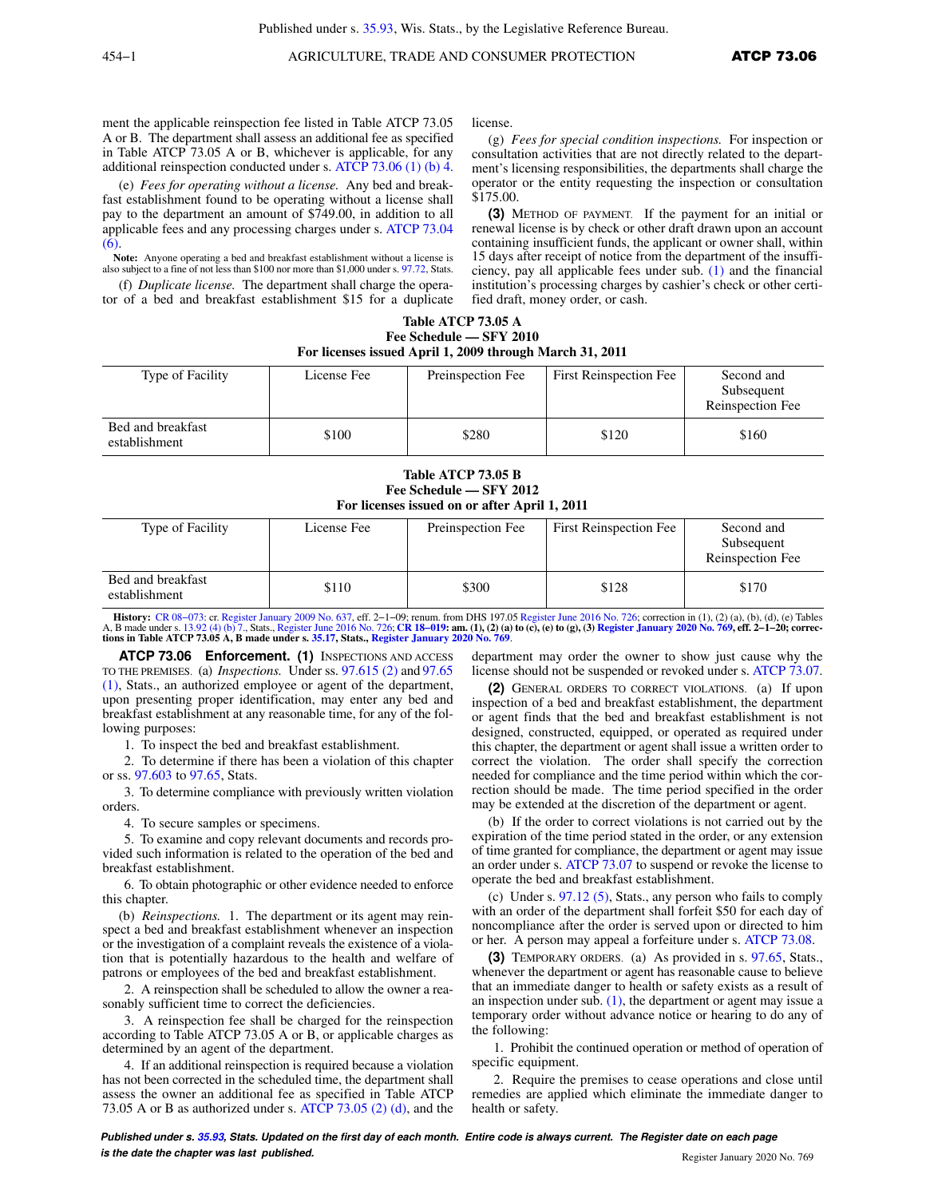ment the applicable reinspection fee listed in Table ATCP 73.05 A or B. The department shall assess an additional fee as specified in Table ATCP 73.05 A or B, whichever is applicable, for any additional reinspection conducted under s. ATCP 73.06 (1) (b) 4.

(e) *Fees for operating without a license.* Any bed and breakfast establishment found to be operating without a license shall pay to the department an amount of $749.00, in addition to all applicable fees and any processing charges under s. ATCP 73.04 (6).

**Note:** Anyone operating a bed and breakfast establishment without a license is also subject to a fine of not less than $100 nor more than $1,000 under s. 97.72, Stats.

(f) *Duplicate license.* The department shall charge the operator of a bed and breakfast establishment $15 for a duplicate license.

(g) *Fees for special condition inspections.* For inspection or consultation activities that are not directly related to the department's licensing responsibilities, the departments shall charge the operator or the entity requesting the inspection or consultation $175.00.

**(3)** METHOD OF PAYMENT. If the payment for an initial or renewal license is by check or other draft drawn upon an account containing insufficient funds, the applicant or owner shall, within 15 days after receipt of notice from the department of the insufficiency, pay all applicable fees under sub. (1) and the financial institution's processing charges by cashier's check or other certified draft, money order, or cash.

**Table ATCP 73.05 A**
**Fee Schedule — SFY 2010**
**For licenses issued April 1, 2009 through March 31, 2011**

| Type of Facility | License Fee | Preinspection Fee | First Reinspection Fee | Second and Subsequent Reinspection Fee |
|---|---|---|---|---|
| Bed and breakfast establishment | $100 | $280 | $120 | $160 |

**Table ATCP 73.05 B**
**Fee Schedule — SFY 2012**
**For licenses issued on or after April 1, 2011**

| Type of Facility | License Fee | Preinspection Fee | First Reinspection Fee | Second and Subsequent Reinspection Fee |
|---|---|---|---|---|
| Bed and breakfast establishment | $110 | $300 | $128 | $170 |

**History:** CR 08-073: cr. Register January 2009 No. 637, eff. 2-1-09; renum. from DHS 197.05 Register June 2016 No. 726; correction in (1), (2) (a), (b), (d), (e) Tables A, B made under s. 13.92 (4) (b) 7., Stats., Register June 2016 No. 726; **CR 18-019: am. (1), (2) (a) to (c), (e) to (g), (3) Register January 2020 No. 769, eff. 2-1-20; corrections in Table ATCP 73.05 A, B made under s. 35.17, Stats., Register January 2020 No. 769.**

**ATCP 73.06 Enforcement. (1)** INSPECTIONS AND ACCESS TO THE PREMISES. (a) *Inspections.* Under ss. 97.615 (2) and 97.65 (1), Stats., an authorized employee or agent of the department, upon presenting proper identification, may enter any bed and breakfast establishment at any reasonable time, for any of the following purposes:

1. To inspect the bed and breakfast establishment.

2. To determine if there has been a violation of this chapter or ss. 97.603 to 97.65, Stats.

3. To determine compliance with previously written violation orders.

4. To secure samples or specimens.

5. To examine and copy relevant documents and records provided such information is related to the operation of the bed and breakfast establishment.

6. To obtain photographic or other evidence needed to enforce this chapter.

(b) *Reinspections.* 1. The department or its agent may reinspect a bed and breakfast establishment whenever an inspection or the investigation of a complaint reveals the existence of a violation that is potentially hazardous to the health and welfare of patrons or employees of the bed and breakfast establishment.

2. A reinspection shall be scheduled to allow the owner a reasonably sufficient time to correct the deficiencies.

3. A reinspection fee shall be charged for the reinspection according to Table ATCP 73.05 A or B, or applicable charges as determined by an agent of the department.

4. If an additional reinspection is required because a violation has not been corrected in the scheduled time, the department shall assess the owner an additional fee as specified in Table ATCP 73.05 A or B as authorized under s. ATCP 73.05 (2) (d), and the department may order the owner to show just cause why the license should not be suspended or revoked under s. ATCP 73.07.

**(2)** GENERAL ORDERS TO CORRECT VIOLATIONS. (a) If upon inspection of a bed and breakfast establishment, the department or agent finds that the bed and breakfast establishment is not designed, constructed, equipped, or operated as required under this chapter, the department or agent shall issue a written order to correct the violation. The order shall specify the correction needed for compliance and the time period within which the correction should be made. The time period specified in the order may be extended at the discretion of the department or agent.

(b) If the order to correct violations is not carried out by the expiration of the time period stated in the order, or any extension of time granted for compliance, the department or agent may issue an order under s. ATCP 73.07 to suspend or revoke the license to operate the bed and breakfast establishment.

(c) Under s. 97.12 (5), Stats., any person who fails to comply with an order of the department shall forfeit $50 for each day of noncompliance after the order is served upon or directed to him or her. A person may appeal a forfeiture under s. ATCP 73.08.

**(3)** TEMPORARY ORDERS. (a) As provided in s. 97.65, Stats., whenever the department or agent has reasonable cause to believe that an immediate danger to health or safety exists as a result of an inspection under sub. (1), the department or agent may issue a temporary order without advance notice or hearing to do any of the following:

1. Prohibit the continued operation or method of operation of specific equipment.

2. Require the premises to cease operations and close until remedies are applied which eliminate the immediate danger to health or safety.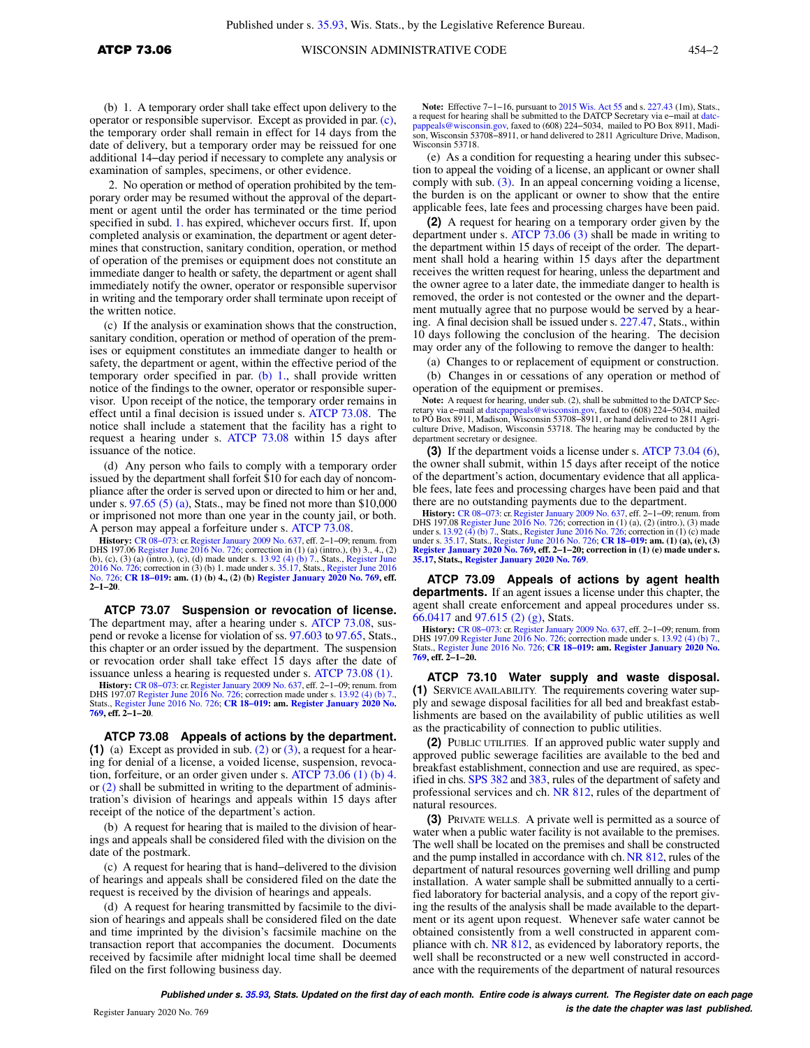(b) 1. A temporary order shall take effect upon delivery to the operator or responsible supervisor. Except as provided in par. (c), the temporary order shall remain in effect for 14 days from the date of delivery, but a temporary order may be reissued for one additional 14–day period if necessary to complete any analysis or examination of samples, specimens, or other evidence.

2. No operation or method of operation prohibited by the temporary order may be resumed without the approval of the department or agent until the order has terminated or the time period specified in subd. 1. has expired, whichever occurs first. If, upon completed analysis or examination, the department or agent determines that construction, sanitary condition, operation, or method of operation of the premises or equipment does not constitute an immediate danger to health or safety, the department or agent shall immediately notify the owner, operator or responsible supervisor in writing and the temporary order shall terminate upon receipt of the written notice.

(c) If the analysis or examination shows that the construction, sanitary condition, operation or method of operation of the premises or equipment constitutes an immediate danger to health or safety, the department or agent, within the effective period of the temporary order specified in par. (b) 1., shall provide written notice of the findings to the owner, operator or responsible supervisor. Upon receipt of the notice, the temporary order remains in effect until a final decision is issued under s. ATCP 73.08. The notice shall include a statement that the facility has a right to request a hearing under s. ATCP 73.08 within 15 days after issuance of the notice.

(d) Any person who fails to comply with a temporary order issued by the department shall forfeit $10 for each day of noncompliance after the order is served upon or directed to him or her and, under s. 97.65 (5) (a), Stats., may be fined not more than $10,000 or imprisoned not more than one year in the county jail, or both. A person may appeal a forfeiture under s. ATCP 73.08.

**History:** CR 08–073: cr. Register January 2009 No. 637, eff. 2–1–09; renum. from DHS 197.06 Register June 2016 No. 726; correction in (1) (a) (intro.), (b) 3., 4., (2) (b), (c), (3) (a) (intro.), (c), (d) made under s. 13.92 (4) (b) 7., Stats., Register June 2016 No. 726; correction in (3) (b) 1. made under s. 35.17, Stats., Register June 2016 No. 726; **CR 18–019: am. (1) (b) 4., (2) (b) Register January 2020 No. 769, eff. 2–1–20**.

### ATCP 73.07 Suspension or revocation of license.

The department may, after a hearing under s. ATCP 73.08, suspend or revoke a license for violation of ss. 97.603 to 97.65, Stats., this chapter or an order issued by the department. The suspension or revocation order shall take effect 15 days after the date of issuance unless a hearing is requested under s. ATCP 73.08 (1).

**History:** CR 08–073: cr. Register January 2009 No. 637, eff. 2–1–09; renum. from DHS 197.07 Register June 2016 No. 726; correction made under s. 13.92 (4) (b) 7., Stats., Register June 2016 No. 726; **CR 18–019: am. Register January 2020 No. 769, eff. 2–1–20**.

### ATCP 73.08 Appeals of actions by the department.

**(1)** (a) Except as provided in sub. (2) or (3), a request for a hearing for denial of a license, a voided license, suspension, revocation, forfeiture, or an order given under s. ATCP 73.06 (1) (b) 4. or (2) shall be submitted in writing to the department of administration's division of hearings and appeals within 15 days after receipt of the notice of the department's action.

(b) A request for hearing that is mailed to the division of hearings and appeals shall be considered filed with the division on the date of the postmark.

(c) A request for hearing that is hand–delivered to the division of hearings and appeals shall be considered filed on the date the request is received by the division of hearings and appeals.

(d) A request for hearing transmitted by facsimile to the division of hearings and appeals shall be considered filed on the date and time imprinted by the division's facsimile machine on the transaction report that accompanies the document. Documents received by facsimile after midnight local time shall be deemed filed on the first following business day.

**Note:** Effective 7–1–16, pursuant to 2015 Wis. Act 55 and s. 227.43 (1m), Stats., a request for hearing shall be submitted to the DATCP Secretary via e–mail at datcpappeals@wisconsin.gov, faxed to (608) 224–5034, mailed to PO Box 8911, Madison, Wisconsin 53708–8911, or hand delivered to 2811 Agriculture Drive, Madison, Wisconsin 53718.

(e) As a condition for requesting a hearing under this subsection to appeal the voiding of a license, an applicant or owner shall comply with sub. (3). In an appeal concerning voiding a license, the burden is on the applicant or owner to show that the entire applicable fees, late fees and processing charges have been paid.

**(2)** A request for hearing on a temporary order given by the department under s. ATCP 73.06 (3) shall be made in writing to the department within 15 days of receipt of the order. The department shall hold a hearing within 15 days after the department receives the written request for hearing, unless the department and the owner agree to a later date, the immediate danger to health is removed, the order is not contested or the owner and the department mutually agree that no purpose would be served by a hearing. A final decision shall be issued under s. 227.47, Stats., within 10 days following the conclusion of the hearing. The decision may order any of the following to remove the danger to health:

(a) Changes to or replacement of equipment or construction.

(b) Changes in or cessations of any operation or method of operation of the equipment or premises.

**Note:** A request for hearing, under sub. (2), shall be submitted to the DATCP Secretary via e–mail at datcpappeals@wisconsin.gov, faxed to (608) 224–5034, mailed to PO Box 8911, Madison, Wisconsin 53708–8911, or hand delivered to 2811 Agriculture Drive, Madison, Wisconsin 53718. The hearing may be conducted by the department secretary or designee.

**(3)** If the department voids a license under s. ATCP 73.04 (6), the owner shall submit, within 15 days after receipt of the notice of the department's action, documentary evidence that all applicable fees, late fees and processing charges have been paid and that there are no outstanding payments due to the department.

**History:** CR 08–073: cr. Register January 2009 No. 637, eff. 2–1–09; renum. from DHS 197.08 Register June 2016 No. 726; correction in (1) (a), (2) (intro.), (3) made under s. 13.92 (4) (b) 7., Stats., Register June 2016 No. 726; correction in (1) (c) made under s. 35.17, Stats., Register June 2016 No. 726; **CR 18–019: am. (1) (a), (e), (3) Register January 2020 No. 769, eff. 2–1–20; correction in (1) (e) made under s. 35.17, Stats., Register January 2020 No. 769**.

### ATCP 73.09 Appeals of actions by agent health departments.

If an agent issues a license under this chapter, the agent shall create enforcement and appeal procedures under ss. 66.0417 and 97.615 (2) (g), Stats.

**History:** CR 08–073: cr. Register January 2009 No. 637, eff. 2–1–09; renum. from DHS 197.09 Register June 2016 No. 726; correction made under s. 13.92 (4) (b) 7., Stats., Register June 2016 No. 726; **CR 18–019: am. Register January 2020 No. 769, eff. 2–1–20**.

### ATCP 73.10 Water supply and waste disposal.

**(1)** SERVICE AVAILABILITY. The requirements covering water supply and sewage disposal facilities for all bed and breakfast establishments are based on the availability of public utilities as well as the practicability of connection to public utilities.

**(2)** PUBLIC UTILITIES. If an approved public water supply and approved public sewerage facilities are available to the bed and breakfast establishment, connection and use are required, as specified in chs. SPS 382 and 383, rules of the department of safety and professional services and ch. NR 812, rules of the department of natural resources.

**(3)** PRIVATE WELLS. A private well is permitted as a source of water when a public water facility is not available to the premises. The well shall be located on the premises and shall be constructed and the pump installed in accordance with ch. NR 812, rules of the department of natural resources governing well drilling and pump installation. A water sample shall be submitted annually to a certified laboratory for bacterial analysis, and a copy of the report giving the results of the analysis shall be made available to the department or its agent upon request. Whenever safe water cannot be obtained consistently from a well constructed in apparent compliance with ch. NR 812, as evidenced by laboratory reports, the well shall be reconstructed or a new well constructed in accordance with the requirements of the department of natural resources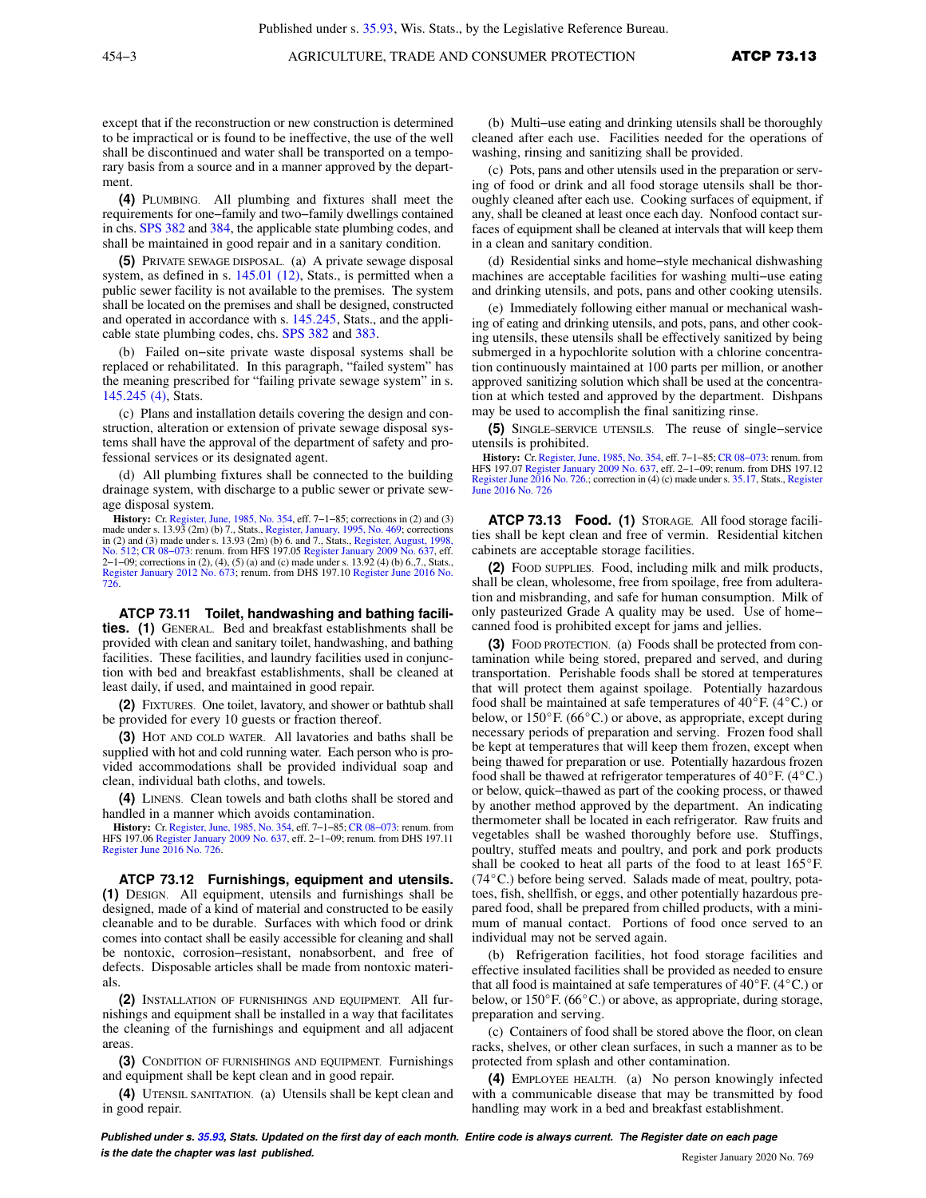except that if the reconstruction or new construction is determined to be impractical or is found to be ineffective, the use of the well shall be discontinued and water shall be transported on a temporary basis from a source and in a manner approved by the department.

**(4)** PLUMBING. All plumbing and fixtures shall meet the requirements for one−family and two−family dwellings contained in chs. SPS 382 and 384, the applicable state plumbing codes, and shall be maintained in good repair and in a sanitary condition.

**(5)** PRIVATE SEWAGE DISPOSAL. (a) A private sewage disposal system, as defined in s. 145.01 (12), Stats., is permitted when a public sewer facility is not available to the premises. The system shall be located on the premises and shall be designed, constructed and operated in accordance with s. 145.245, Stats., and the applicable state plumbing codes, chs. SPS 382 and 383.

(b) Failed on−site private waste disposal systems shall be replaced or rehabilitated. In this paragraph, "failed system" has the meaning prescribed for "failing private sewage system" in s. 145.245 (4), Stats.

(c) Plans and installation details covering the design and construction, alteration or extension of private sewage disposal systems shall have the approval of the department of safety and professional services or its designated agent.

(d) All plumbing fixtures shall be connected to the building drainage system, with discharge to a public sewer or private sewage disposal system.

**History:** Cr. Register, June, 1985, No. 354, eff. 7−1−85; corrections in (2) and (3) made under s. 13.93 (2m) (b) 7., Stats., Register, January, 1995, No. 469; corrections in (2) and (3) made under s. 13.93 (2m) (b) 6. and 7., Stats., Register, August, 1998, No. 512; CR 08−073: renum. from HFS 197.05 Register January 2009 No. 637, eff. 2−1−09; corrections in (2), (4), (5) (a) and (c) made under s. 13.92 (4) (b) 6.,7., Stats., Register January 2012 No. 673; renum. from DHS 197.10 Register June 2016 No. 726.

**ATCP 73.11 Toilet, handwashing and bathing facilities.** **(1)** GENERAL. Bed and breakfast establishments shall be provided with clean and sanitary toilet, handwashing, and bathing facilities. These facilities, and laundry facilities used in conjunction with bed and breakfast establishments, shall be cleaned at least daily, if used, and maintained in good repair.

**(2)** FIXTURES. One toilet, lavatory, and shower or bathtub shall be provided for every 10 guests or fraction thereof.

**(3)** HOT AND COLD WATER. All lavatories and baths shall be supplied with hot and cold running water. Each person who is provided accommodations shall be provided individual soap and clean, individual bath cloths, and towels.

**(4)** LINENS. Clean towels and bath cloths shall be stored and handled in a manner which avoids contamination.

**History:** Cr. Register, June, 1985, No. 354, eff. 7−1−85; CR 08−073: renum. from HFS 197.06 Register January 2009 No. 637, eff. 2−1−09; renum. from DHS 197.11 Register June 2016 No. 726.

**ATCP 73.12 Furnishings, equipment and utensils.** **(1)** DESIGN. All equipment, utensils and furnishings shall be designed, made of a kind of material and constructed to be easily cleanable and to be durable. Surfaces with which food or drink comes into contact shall be easily accessible for cleaning and shall be nontoxic, corrosion−resistant, nonabsorbent, and free of defects. Disposable articles shall be made from nontoxic materials.

**(2)** INSTALLATION OF FURNISHINGS AND EQUIPMENT. All furnishings and equipment shall be installed in a way that facilitates the cleaning of the furnishings and equipment and all adjacent areas.

**(3)** CONDITION OF FURNISHINGS AND EQUIPMENT. Furnishings and equipment shall be kept clean and in good repair.

**(4)** UTENSIL SANITATION. (a) Utensils shall be kept clean and in good repair.

(b) Multi−use eating and drinking utensils shall be thoroughly cleaned after each use. Facilities needed for the operations of washing, rinsing and sanitizing shall be provided.

(c) Pots, pans and other utensils used in the preparation or serving of food or drink and all food storage utensils shall be thoroughly cleaned after each use. Cooking surfaces of equipment, if any, shall be cleaned at least once each day. Nonfood contact surfaces of equipment shall be cleaned at intervals that will keep them in a clean and sanitary condition.

(d) Residential sinks and home−style mechanical dishwashing machines are acceptable facilities for washing multi−use eating and drinking utensils, and pots, pans and other cooking utensils.

(e) Immediately following either manual or mechanical washing of eating and drinking utensils, and pots, pans, and other cooking utensils, these utensils shall be effectively sanitized by being submerged in a hypochlorite solution with a chlorine concentration continuously maintained at 100 parts per million, or another approved sanitizing solution which shall be used at the concentration at which tested and approved by the department. Dishpans may be used to accomplish the final sanitizing rinse.

**(5)** SINGLE−SERVICE UTENSILS. The reuse of single−service utensils is prohibited.

**History:** Cr. Register, June, 1985, No. 354, eff. 7−1−85; CR 08−073: renum. from HFS 197.07 Register January 2009 No. 637, eff. 2−1−09; renum. from DHS 197.12 Register June 2016 No. 726.; correction in (4) (c) made under s. 35.17, Stats., Register June 2016 No. 726

**ATCP 73.13 Food.** **(1)** STORAGE. All food storage facilities shall be kept clean and free of vermin. Residential kitchen cabinets are acceptable storage facilities.

**(2)** FOOD SUPPLIES. Food, including milk and milk products, shall be clean, wholesome, free from spoilage, free from adulteration and misbranding, and safe for human consumption. Milk of only pasteurized Grade A quality may be used. Use of home−canned food is prohibited except for jams and jellies.

**(3)** FOOD PROTECTION. (a) Foods shall be protected from contamination while being stored, prepared and served, and during transportation. Perishable foods shall be stored at temperatures that will protect them against spoilage. Potentially hazardous food shall be maintained at safe temperatures of 40°F. (4°C.) or below, or 150°F. (66°C.) or above, as appropriate, except during necessary periods of preparation and serving. Frozen food shall be kept at temperatures that will keep them frozen, except when being thawed for preparation or use. Potentially hazardous frozen food shall be thawed at refrigerator temperatures of 40°F. (4°C.) or below, quick−thawed as part of the cooking process, or thawed by another method approved by the department. An indicating thermometer shall be located in each refrigerator. Raw fruits and vegetables shall be washed thoroughly before use. Stuffings, poultry, stuffed meats and poultry, and pork and pork products shall be cooked to heat all parts of the food to at least 165°F. (74°C.) before being served. Salads made of meat, poultry, potatoes, fish, shellfish, or eggs, and other potentially hazardous prepared food, shall be prepared from chilled products, with a minimum of manual contact. Portions of food once served to an individual may not be served again.

(b) Refrigeration facilities, hot food storage facilities and effective insulated facilities shall be provided as needed to ensure that all food is maintained at safe temperatures of 40°F. (4°C.) or below, or 150°F. (66°C.) or above, as appropriate, during storage, preparation and serving.

(c) Containers of food shall be stored above the floor, on clean racks, shelves, or other clean surfaces, in such a manner as to be protected from splash and other contamination.

**(4)** EMPLOYEE HEALTH. (a) No person knowingly infected with a communicable disease that may be transmitted by food handling may work in a bed and breakfast establishment.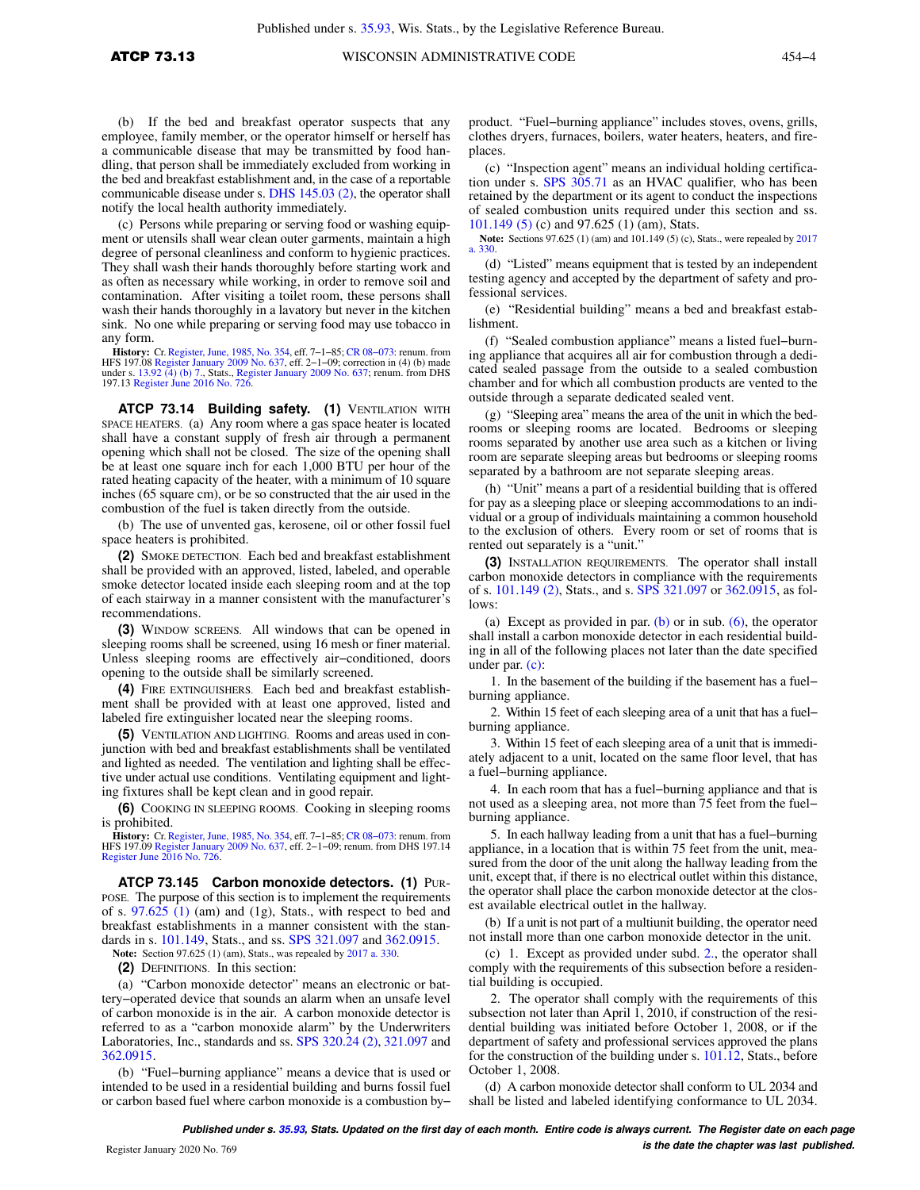(b) If the bed and breakfast operator suspects that any employee, family member, or the operator himself or herself has a communicable disease that may be transmitted by food handling, that person shall be immediately excluded from working in the bed and breakfast establishment and, in the case of a reportable communicable disease under s. DHS 145.03 (2), the operator shall notify the local health authority immediately.

(c) Persons while preparing or serving food or washing equipment or utensils shall wear clean outer garments, maintain a high degree of personal cleanliness and conform to hygienic practices. They shall wash their hands thoroughly before starting work and as often as necessary while working, in order to remove soil and contamination. After visiting a toilet room, these persons shall wash their hands thoroughly in a lavatory but never in the kitchen sink. No one while preparing or serving food may use tobacco in any form.

**History:** Cr. Register, June, 1985, No. 354, eff. 7–1–85; CR 08–073: renum. from HFS 197.08 Register January 2009 No. 637, eff. 2–1–09; correction in (4) (b) made under s. 13.92 (4) (b) 7., Stats., Register January 2009 No. 637; renum. from DHS 197.13 Register June 2016 No. 726.

**ATCP 73.14 Building safety.** **(1)** VENTILATION WITH SPACE HEATERS. (a) Any room where a gas space heater is located shall have a constant supply of fresh air through a permanent opening which shall not be closed. The size of the opening shall be at least one square inch for each 1,000 BTU per hour of the rated heating capacity of the heater, with a minimum of 10 square inches (65 square cm), or be so constructed that the air used in the combustion of the fuel is taken directly from the outside.

(b) The use of unvented gas, kerosene, oil or other fossil fuel space heaters is prohibited.

**(2)** SMOKE DETECTION. Each bed and breakfast establishment shall be provided with an approved, listed, labeled, and operable smoke detector located inside each sleeping room and at the top of each stairway in a manner consistent with the manufacturer's recommendations.

**(3)** WINDOW SCREENS. All windows that can be opened in sleeping rooms shall be screened, using 16 mesh or finer material. Unless sleeping rooms are effectively air–conditioned, doors opening to the outside shall be similarly screened.

**(4)** FIRE EXTINGUISHERS. Each bed and breakfast establishment shall be provided with at least one approved, listed and labeled fire extinguisher located near the sleeping rooms.

**(5)** VENTILATION AND LIGHTING. Rooms and areas used in conjunction with bed and breakfast establishments shall be ventilated and lighted as needed. The ventilation and lighting shall be effective under actual use conditions. Ventilating equipment and lighting fixtures shall be kept clean and in good repair.

**(6)** COOKING IN SLEEPING ROOMS. Cooking in sleeping rooms is prohibited.

**History:** Cr. Register, June, 1985, No. 354, eff. 7–1–85; CR 08–073: renum. from HFS 197.09 Register January 2009 No. 637, eff. 2–1–09; renum. from DHS 197.14 Register June 2016 No. 726.

**ATCP 73.145 Carbon monoxide detectors.** **(1)** PURPOSE. The purpose of this section is to implement the requirements of s. 97.625 (1) (am) and (1g), Stats., with respect to bed and breakfast establishments in a manner consistent with the standards in s. 101.149, Stats., and ss. SPS 321.097 and 362.0915.

**Note:** Section 97.625 (1) (am), Stats., was repealed by 2017 a. 330.

**(2)** DEFINITIONS. In this section:

(a) "Carbon monoxide detector" means an electronic or battery–operated device that sounds an alarm when an unsafe level of carbon monoxide is in the air. A carbon monoxide detector is referred to as a "carbon monoxide alarm" by the Underwriters Laboratories, Inc., standards and ss. SPS 320.24 (2), 321.097 and 362.0915.

(b) "Fuel–burning appliance" means a device that is used or intended to be used in a residential building and burns fossil fuel or carbon based fuel where carbon monoxide is a combustion by–product. "Fuel–burning appliance" includes stoves, ovens, grills, clothes dryers, furnaces, boilers, water heaters, heaters, and fireplaces.

(c) "Inspection agent" means an individual holding certification under s. SPS 305.71 as an HVAC qualifier, who has been retained by the department or its agent to conduct the inspections of sealed combustion units required under this section and ss. 101.149 (5) (c) and 97.625 (1) (am), Stats.

**Note:** Sections 97.625 (1) (am) and 101.149 (5) (c), Stats., were repealed by 2017 a. 330.

(d) "Listed" means equipment that is tested by an independent testing agency and accepted by the department of safety and professional services.

(e) "Residential building" means a bed and breakfast establishment.

(f) "Sealed combustion appliance" means a listed fuel–burning appliance that acquires all air for combustion through a dedicated sealed passage from the outside to a sealed combustion chamber and for which all combustion products are vented to the outside through a separate dedicated sealed vent.

(g) "Sleeping area" means the area of the unit in which the bedrooms or sleeping rooms are located. Bedrooms or sleeping rooms separated by another use area such as a kitchen or living room are separate sleeping areas but bedrooms or sleeping rooms separated by a bathroom are not separate sleeping areas.

(h) "Unit" means a part of a residential building that is offered for pay as a sleeping place or sleeping accommodations to an individual or a group of individuals maintaining a common household to the exclusion of others. Every room or set of rooms that is rented out separately is a "unit."

**(3)** INSTALLATION REQUIREMENTS. The operator shall install carbon monoxide detectors in compliance with the requirements of s. 101.149 (2), Stats., and s. SPS 321.097 or 362.0915, as follows:

(a) Except as provided in par. (b) or in sub. (6), the operator shall install a carbon monoxide detector in each residential building in all of the following places not later than the date specified under par. (c):

1. In the basement of the building if the basement has a fuel–burning appliance.

2. Within 15 feet of each sleeping area of a unit that has a fuel–burning appliance.

3. Within 15 feet of each sleeping area of a unit that is immediately adjacent to a unit, located on the same floor level, that has a fuel–burning appliance.

4. In each room that has a fuel–burning appliance and that is not used as a sleeping area, not more than 75 feet from the fuel–burning appliance.

5. In each hallway leading from a unit that has a fuel–burning appliance, in a location that is within 75 feet from the unit, measured from the door of the unit along the hallway leading from the unit, except that, if there is no electrical outlet within this distance, the operator shall place the carbon monoxide detector at the closest available electrical outlet in the hallway.

(b) If a unit is not part of a multiunit building, the operator need not install more than one carbon monoxide detector in the unit.

(c) 1. Except as provided under subd. 2., the operator shall comply with the requirements of this subsection before a residential building is occupied.

2. The operator shall comply with the requirements of this subsection not later than April 1, 2010, if construction of the residential building was initiated before October 1, 2008, or if the department of safety and professional services approved the plans for the construction of the building under s. 101.12, Stats., before October 1, 2008.

(d) A carbon monoxide detector shall conform to UL 2034 and shall be listed and labeled identifying conformance to UL 2034.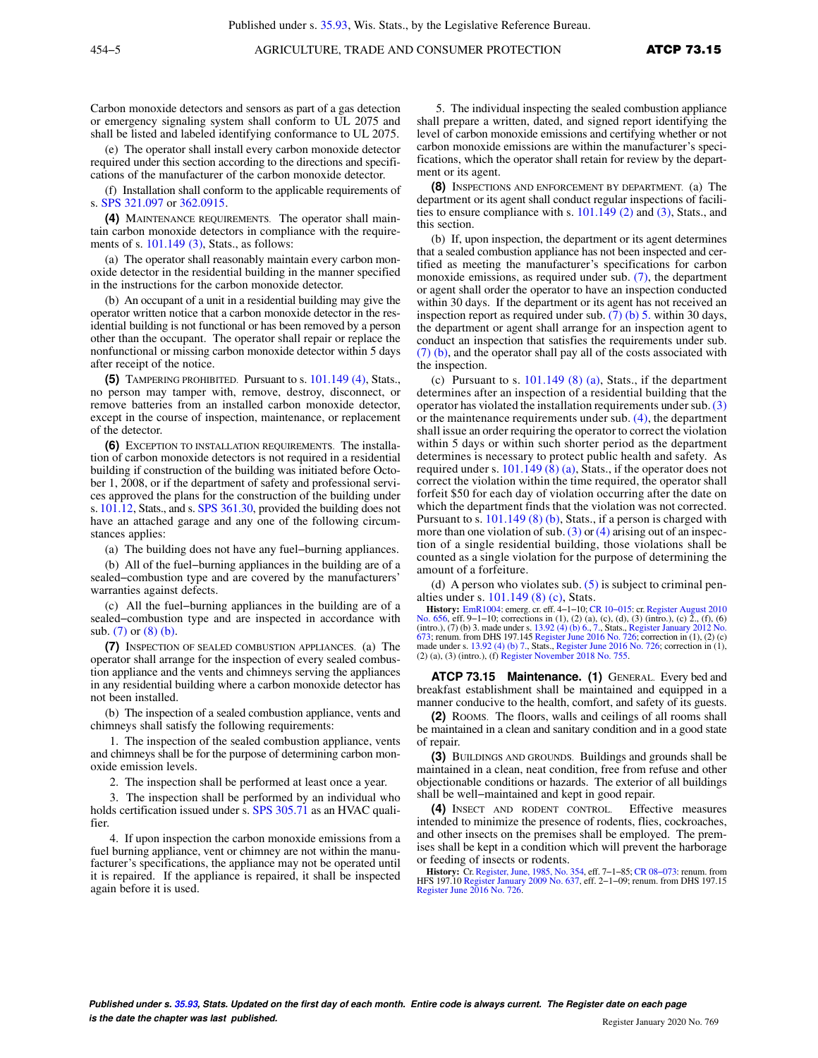Carbon monoxide detectors and sensors as part of a gas detection or emergency signaling system shall conform to UL 2075 and shall be listed and labeled identifying conformance to UL 2075.

(e) The operator shall install every carbon monoxide detector required under this section according to the directions and specifications of the manufacturer of the carbon monoxide detector.

(f) Installation shall conform to the applicable requirements of s. SPS 321.097 or 362.0915.

**(4)** MAINTENANCE REQUIREMENTS. The operator shall maintain carbon monoxide detectors in compliance with the requirements of s. 101.149 (3), Stats., as follows:

(a) The operator shall reasonably maintain every carbon monoxide detector in the residential building in the manner specified in the instructions for the carbon monoxide detector.

(b) An occupant of a unit in a residential building may give the operator written notice that a carbon monoxide detector in the residential building is not functional or has been removed by a person other than the occupant. The operator shall repair or replace the nonfunctional or missing carbon monoxide detector within 5 days after receipt of the notice.

**(5)** TAMPERING PROHIBITED. Pursuant to s. 101.149 (4), Stats., no person may tamper with, remove, destroy, disconnect, or remove batteries from an installed carbon monoxide detector, except in the course of inspection, maintenance, or replacement of the detector.

**(6)** EXCEPTION TO INSTALLATION REQUIREMENTS. The installation of carbon monoxide detectors is not required in a residential building if construction of the building was initiated before October 1, 2008, or if the department of safety and professional services approved the plans for the construction of the building under s. 101.12, Stats., and s. SPS 361.30, provided the building does not have an attached garage and any one of the following circumstances applies:

(a) The building does not have any fuel-burning appliances.

(b) All of the fuel-burning appliances in the building are of a sealed-combustion type and are covered by the manufacturers' warranties against defects.

(c) All the fuel-burning appliances in the building are of a sealed-combustion type and are inspected in accordance with sub. (7) or (8) (b).

**(7)** INSPECTION OF SEALED COMBUSTION APPLIANCES. (a) The operator shall arrange for the inspection of every sealed combustion appliance and the vents and chimneys serving the appliances in any residential building where a carbon monoxide detector has not been installed.

(b) The inspection of a sealed combustion appliance, vents and chimneys shall satisfy the following requirements:

1. The inspection of the sealed combustion appliance, vents and chimneys shall be for the purpose of determining carbon monoxide emission levels.

2. The inspection shall be performed at least once a year.

3. The inspection shall be performed by an individual who holds certification issued under s. SPS 305.71 as an HVAC qualifier.

4. If upon inspection the carbon monoxide emissions from a fuel burning appliance, vent or chimney are not within the manufacturer's specifications, the appliance may not be operated until it is repaired. If the appliance is repaired, it shall be inspected again before it is used.

5. The individual inspecting the sealed combustion appliance shall prepare a written, dated, and signed report identifying the level of carbon monoxide emissions and certifying whether or not carbon monoxide emissions are within the manufacturer's specifications, which the operator shall retain for review by the department or its agent.

**(8)** INSPECTIONS AND ENFORCEMENT BY DEPARTMENT. (a) The department or its agent shall conduct regular inspections of facilities to ensure compliance with s. 101.149 (2) and (3), Stats., and this section.

(b) If, upon inspection, the department or its agent determines that a sealed combustion appliance has not been inspected and certified as meeting the manufacturer's specifications for carbon monoxide emissions, as required under sub. (7), the department or agent shall order the operator to have an inspection conducted within 30 days. If the department or its agent has not received an inspection report as required under sub. (7) (b) 5. within 30 days, the department or agent shall arrange for an inspection agent to conduct an inspection that satisfies the requirements under sub. (7) (b), and the operator shall pay all of the costs associated with the inspection.

(c) Pursuant to s. 101.149 (8) (a), Stats., if the department determines after an inspection of a residential building that the operator has violated the installation requirements under sub. (3) or the maintenance requirements under sub. (4), the department shall issue an order requiring the operator to correct the violation within 5 days or within such shorter period as the department determines is necessary to protect public health and safety. As required under s. 101.149 (8) (a), Stats., if the operator does not correct the violation within the time required, the operator shall forfeit $50 for each day of violation occurring after the date on which the department finds that the violation was not corrected. Pursuant to s. 101.149 (8) (b), Stats., if a person is charged with more than one violation of sub. (3) or (4) arising out of an inspection of a single residential building, those violations shall be counted as a single violation for the purpose of determining the amount of a forfeiture.

(d) A person who violates sub. (5) is subject to criminal penalties under s. 101.149 (8) (c), Stats.

**History:** EmR1004: emerg. cr. eff. 4-1-10; CR 10-015: cr. Register August 2010 No. 656, eff. 9-1-10; corrections in (1), (2) (a), (c), (d), (3) (intro.), (c) 2., (f), (6) (intro.), (7) (b) 3. made under s. 13.92 (4) (b) 6., 7., Stats., Register January 2012 No. 673; renum. from DHS 197.145 Register June 2016 No. 726; correction in (1), (2) (c) made under s. 13.92 (4) (b) 7., Stats., Register June 2016 No. 726; correction in (1), (2) (a), (3) (intro.), (f) Register November 2018 No. 755.

**ATCP 73.15 Maintenance. (1)** GENERAL. Every bed and breakfast establishment shall be maintained and equipped in a manner conducive to the health, comfort, and safety of its guests.

**(2)** ROOMS. The floors, walls and ceilings of all rooms shall be maintained in a clean and sanitary condition and in a good state of repair.

**(3)** BUILDINGS AND GROUNDS. Buildings and grounds shall be maintained in a clean, neat condition, free from refuse and other objectionable conditions or hazards. The exterior of all buildings shall be well-maintained and kept in good repair.

**(4)** INSECT AND RODENT CONTROL. Effective measures intended to minimize the presence of rodents, flies, cockroaches, and other insects on the premises shall be employed. The premises shall be kept in a condition which will prevent the harborage or feeding of insects or rodents.

**History:** Cr. Register, June, 1985, No. 354, eff. 7-1-85; CR 08-073: renum. from HFS 197.10 Register January 2009 No. 637, eff. 2-1-09; renum. from DHS 197.15 Register June 2016 No. 726.